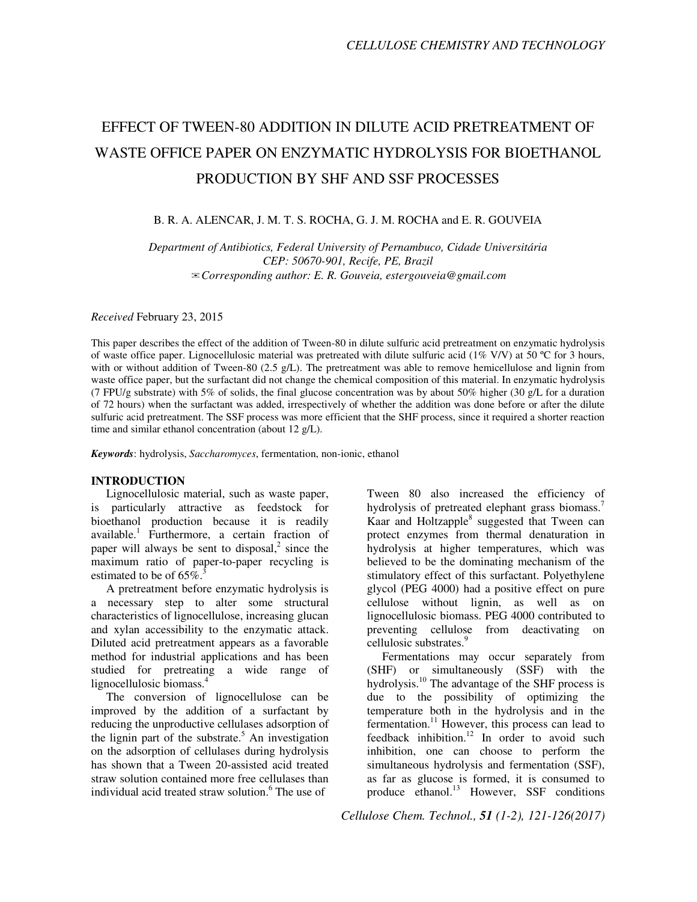# EFFECT OF TWEEN-80 ADDITION IN DILUTE ACID PRETREATMENT OF WASTE OFFICE PAPER ON ENZYMATIC HYDROLYSIS FOR BIOETHANOL PRODUCTION BY SHF AND SSF PROCESSES

B. R. A. ALENCAR, J. M. T. S. ROCHA, G. J. M. ROCHA and E. R. GOUVEIA

*Department of Antibiotics, Federal University of Pernambuco, Cidade Universitária*
*CEP: 50670-901, Recife, PE, Brazil*
*✉Corresponding author: E. R. Gouveia, estergouveia@gmail.com*

*Received* February 23, 2015

This paper describes the effect of the addition of Tween-80 in dilute sulfuric acid pretreatment on enzymatic hydrolysis of waste office paper. Lignocellulosic material was pretreated with dilute sulfuric acid (1% V/V) at 50 ºC for 3 hours, with or without addition of Tween-80 (2.5 g/L). The pretreatment was able to remove hemicellulose and lignin from waste office paper, but the surfactant did not change the chemical composition of this material. In enzymatic hydrolysis (7 FPU/g substrate) with 5% of solids, the final glucose concentration was by about 50% higher (30 g/L for a duration of 72 hours) when the surfactant was added, irrespectively of whether the addition was done before or after the dilute sulfuric acid pretreatment. The SSF process was more efficient that the SHF process, since it required a shorter reaction time and similar ethanol concentration (about 12 g/L).

***Keywords***: hydrolysis, *Saccharomyces*, fermentation, non-ionic, ethanol

## INTRODUCTION

Lignocellulosic material, such as waste paper, is particularly attractive as feedstock for bioethanol production because it is readily available.[1] Furthermore, a certain fraction of paper will always be sent to disposal,[2] since the maximum ratio of paper-to-paper recycling is estimated to be of 65%.[3]

A pretreatment before enzymatic hydrolysis is a necessary step to alter some structural characteristics of lignocellulose, increasing glucan and xylan accessibility to the enzymatic attack. Diluted acid pretreatment appears as a favorable method for industrial applications and has been studied for pretreating a wide range of lignocellulosic biomass.[4]

The conversion of lignocellulose can be improved by the addition of a surfactant by reducing the unproductive cellulases adsorption of the lignin part of the substrate.[5] An investigation on the adsorption of cellulases during hydrolysis has shown that a Tween 20-assisted acid treated straw solution contained more free cellulases than individual acid treated straw solution.[6] The use of Tween 80 also increased the efficiency of hydrolysis of pretreated elephant grass biomass.[7] Kaar and Holtzapple[8] suggested that Tween can protect enzymes from thermal denaturation in hydrolysis at higher temperatures, which was believed to be the dominating mechanism of the stimulatory effect of this surfactant. Polyethylene glycol (PEG 4000) had a positive effect on pure cellulose without lignin, as well as on lignocellulosic biomass. PEG 4000 contributed to preventing cellulose from deactivating on cellulosic substrates.[9]

Fermentations may occur separately from (SHF) or simultaneously (SSF) with the hydrolysis.[10] The advantage of the SHF process is due to the possibility of optimizing the temperature both in the hydrolysis and in the fermentation.[11] However, this process can lead to feedback inhibition.[12] In order to avoid such inhibition, one can choose to perform the simultaneous hydrolysis and fermentation (SSF), as far as glucose is formed, it is consumed to produce ethanol.[13] However, SSF conditions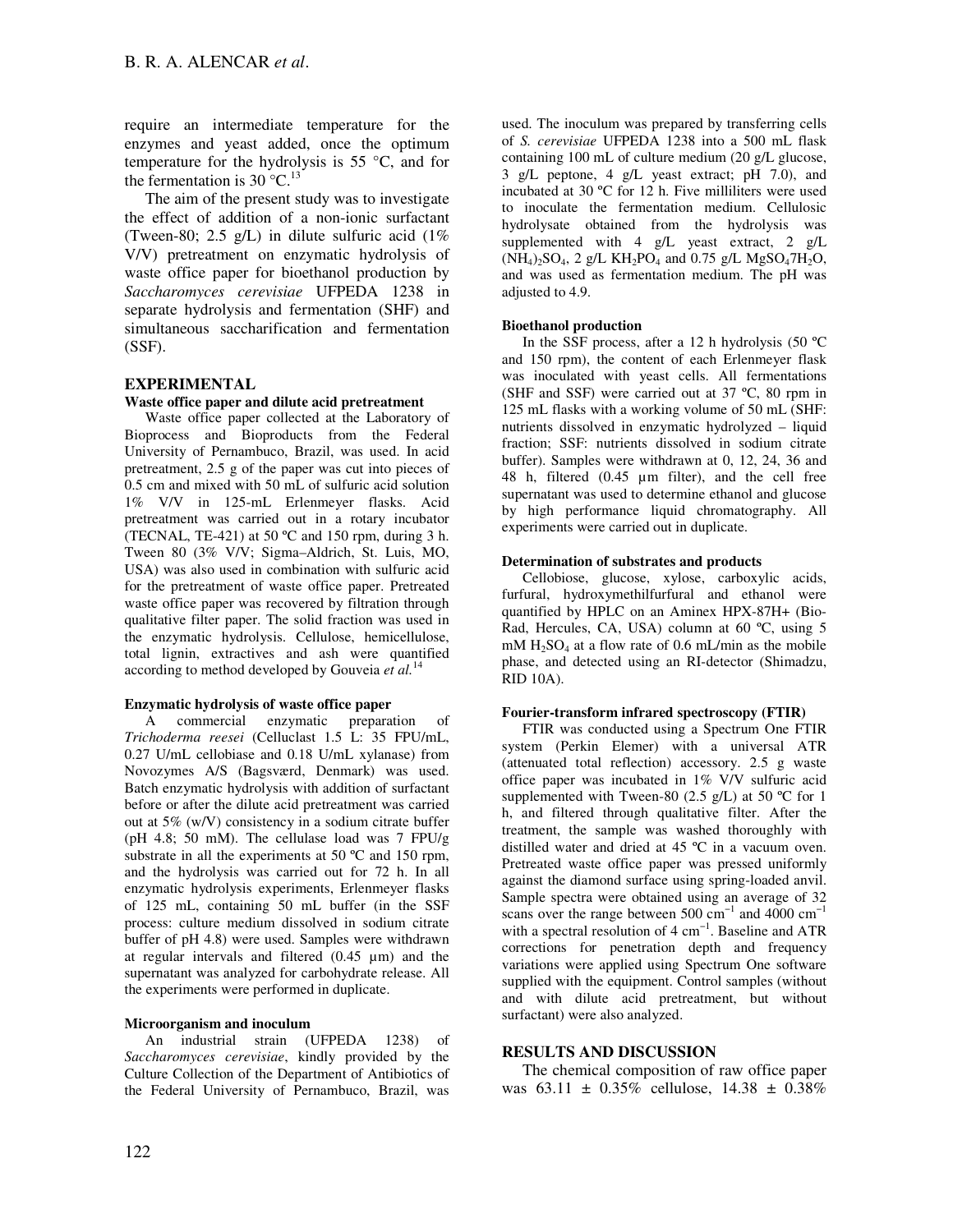require an intermediate temperature for the enzymes and yeast added, once the optimum temperature for the hydrolysis is 55 °C, and for the fermentation is 30 °C.[13]

The aim of the present study was to investigate the effect of addition of a non-ionic surfactant (Tween-80; 2.5 g/L) in dilute sulfuric acid (1% V/V) pretreatment on enzymatic hydrolysis of waste office paper for bioethanol production by *Saccharomyces cerevisiae* UFPEDA 1238 in separate hydrolysis and fermentation (SHF) and simultaneous saccharification and fermentation (SSF).

## EXPERIMENTAL

### Waste office paper and dilute acid pretreatment

Waste office paper collected at the Laboratory of Bioprocess and Bioproducts from the Federal University of Pernambuco, Brazil, was used. In acid pretreatment, 2.5 g of the paper was cut into pieces of 0.5 cm and mixed with 50 mL of sulfuric acid solution 1% V/V in 125-mL Erlenmeyer flasks. Acid pretreatment was carried out in a rotary incubator (TECNAL, TE-421) at 50 ºC and 150 rpm, during 3 h. Tween 80 (3% V/V; Sigma–Aldrich, St. Luis, MO, USA) was also used in combination with sulfuric acid for the pretreatment of waste office paper. Pretreated waste office paper was recovered by filtration through qualitative filter paper. The solid fraction was used in the enzymatic hydrolysis. Cellulose, hemicellulose, total lignin, extractives and ash were quantified according to method developed by Gouveia *et al.*[14]

### Enzymatic hydrolysis of waste office paper

A commercial enzymatic preparation of *Trichoderma reesei* (Celluclast 1.5 L: 35 FPU/mL, 0.27 U/mL cellobiase and 0.18 U/mL xylanase) from Novozymes A/S (Bagsværd, Denmark) was used. Batch enzymatic hydrolysis with addition of surfactant before or after the dilute acid pretreatment was carried out at 5% (w/V) consistency in a sodium citrate buffer (pH 4.8; 50 mM). The cellulase load was 7 FPU/g substrate in all the experiments at 50 ºC and 150 rpm, and the hydrolysis was carried out for 72 h. In all enzymatic hydrolysis experiments, Erlenmeyer flasks of 125 mL, containing 50 mL buffer (in the SSF process: culture medium dissolved in sodium citrate buffer of pH 4.8) were used. Samples were withdrawn at regular intervals and filtered (0.45 µm) and the supernatant was analyzed for carbohydrate release. All the experiments were performed in duplicate.

### Microorganism and inoculum

An industrial strain (UFPEDA 1238) of *Saccharomyces cerevisiae*, kindly provided by the Culture Collection of the Department of Antibiotics of the Federal University of Pernambuco, Brazil, was used. The inoculum was prepared by transferring cells of *S. cerevisiae* UFPEDA 1238 into a 500 mL flask containing 100 mL of culture medium (20 g/L glucose, 3 g/L peptone, 4 g/L yeast extract; pH 7.0), and incubated at 30 ºC for 12 h. Five milliliters were used to inoculate the fermentation medium. Cellulosic hydrolysate obtained from the hydrolysis was supplemented with 4 g/L yeast extract, 2 g/L $(NH_4)_2SO_4$, 2 g/L $KH_2PO_4$ and 0.75 g/L $MgSO_4 7H_2O$, and was used as fermentation medium. The pH was adjusted to 4.9.

### Bioethanol production

In the SSF process, after a 12 h hydrolysis (50 ºC and 150 rpm), the content of each Erlenmeyer flask was inoculated with yeast cells. All fermentations (SHF and SSF) were carried out at 37 ºC, 80 rpm in 125 mL flasks with a working volume of 50 mL (SHF: nutrients dissolved in enzymatic hydrolyzed – liquid fraction; SSF: nutrients dissolved in sodium citrate buffer). Samples were withdrawn at 0, 12, 24, 36 and 48 h, filtered (0.45 µm filter), and the cell free supernatant was used to determine ethanol and glucose by high performance liquid chromatography. All experiments were carried out in duplicate.

### Determination of substrates and products

Cellobiose, glucose, xylose, carboxylic acids, furfural, hydroxymethilfurfural and ethanol were quantified by HPLC on an Aminex HPX-87H+ (Bio-Rad, Hercules, CA, USA) column at 60 ºC, using 5 mM $H_2SO_4$ at a flow rate of 0.6 mL/min as the mobile phase, and detected using an RI-detector (Shimadzu, RID 10A).

### Fourier-transform infrared spectroscopy (FTIR)

FTIR was conducted using a Spectrum One FTIR system (Perkin Elemer) with a universal ATR (attenuated total reflection) accessory. 2.5 g waste office paper was incubated in 1% V/V sulfuric acid supplemented with Tween-80 (2.5 g/L) at 50 ºC for 1 h, and filtered through qualitative filter. After the treatment, the sample was washed thoroughly with distilled water and dried at 45 ºC in a vacuum oven. Pretreated waste office paper was pressed uniformly against the diamond surface using spring-loaded anvil. Sample spectra were obtained using an average of 32 scans over the range between 500 $cm^{-1}$ and 4000 $cm^{-1}$ with a spectral resolution of 4 $cm^{-1}$. Baseline and ATR corrections for penetration depth and frequency variations were applied using Spectrum One software supplied with the equipment. Control samples (without and with dilute acid pretreatment, but without surfactant) were also analyzed.

## RESULTS AND DISCUSSION

The chemical composition of raw office paper was 63.11 ± 0.35% cellulose, 14.38 ± 0.38%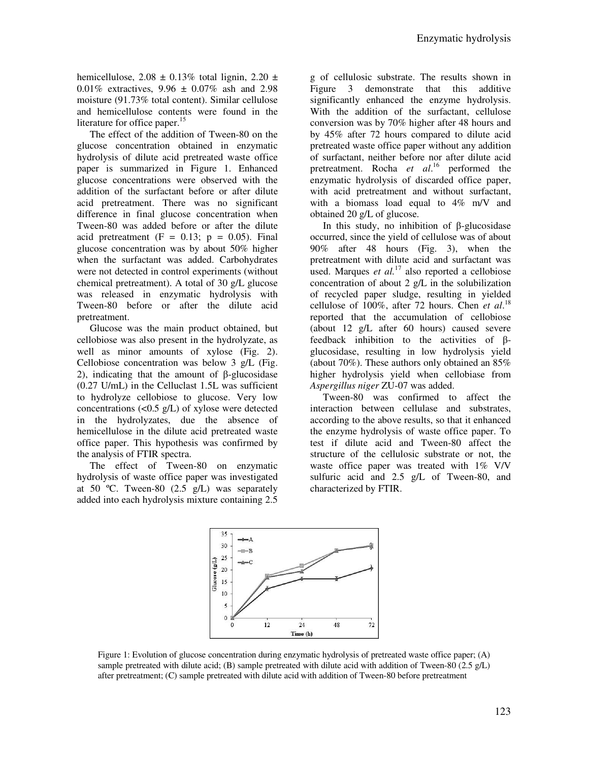hemicellulose, 2.08 ± 0.13% total lignin, 2.20 ± 0.01% extractives, 9.96 ± 0.07% ash and 2.98 moisture (91.73% total content). Similar cellulose and hemicellulose contents were found in the literature for office paper.[15]

The effect of the addition of Tween-80 on the glucose concentration obtained in enzymatic hydrolysis of dilute acid pretreated waste office paper is summarized in Figure 1. Enhanced glucose concentrations were observed with the addition of the surfactant before or after dilute acid pretreatment. There was no significant difference in final glucose concentration when Tween-80 was added before or after the dilute acid pretreatment ($F = 0.13$; $p = 0.05$). Final glucose concentration was by about 50% higher when the surfactant was added. Carbohydrates were not detected in control experiments (without chemical pretreatment). A total of 30 g/L glucose was released in enzymatic hydrolysis with Tween-80 before or after the dilute acid pretreatment.

Glucose was the main product obtained, but cellobiose was also present in the hydrolyzate, as well as minor amounts of xylose (Fig. 2). Cellobiose concentration was below 3 g/L (Fig. 2), indicating that the amount of β-glucosidase (0.27 U/mL) in the Celluclast 1.5L was sufficient to hydrolyze cellobiose to glucose. Very low concentrations (<0.5 g/L) of xylose were detected in the hydrolyzates, due the absence of hemicellulose in the dilute acid pretreated waste office paper. This hypothesis was confirmed by the analysis of FTIR spectra.

The effect of Tween-80 on enzymatic hydrolysis of waste office paper was investigated at 50 ºC. Tween-80 (2.5 g/L) was separately added into each hydrolysis mixture containing 2.5 g of cellulosic substrate. The results shown in Figure 3 demonstrate that this additive significantly enhanced the enzyme hydrolysis. With the addition of the surfactant, cellulose conversion was by 70% higher after 48 hours and by 45% after 72 hours compared to dilute acid pretreated waste office paper without any addition of surfactant, neither before nor after dilute acid pretreatment. Rocha *et al*.[16] performed the enzymatic hydrolysis of discarded office paper, with acid pretreatment and without surfactant, with a biomass load equal to 4% m/V and obtained 20 g/L of glucose.

In this study, no inhibition of β-glucosidase occurred, since the yield of cellulose was of about 90% after 48 hours (Fig. 3), when the pretreatment with dilute acid and surfactant was used. Marques *et al.*[17] also reported a cellobiose concentration of about 2 g/L in the solubilization of recycled paper sludge, resulting in yielded cellulose of 100%, after 72 hours. Chen *et al*.[18] reported that the accumulation of cellobiose (about 12 g/L after 60 hours) caused severe feedback inhibition to the activities of β-glucosidase, resulting in low hydrolysis yield (about 70%). These authors only obtained an 85% higher hydrolysis yield when cellobiase from *Aspergillus niger* ZU-07 was added.

Tween-80 was confirmed to affect the interaction between cellulase and substrates, according to the above results, so that it enhanced the enzyme hydrolysis of waste office paper. To test if dilute acid and Tween-80 affect the structure of the cellulosic substrate or not, the waste office paper was treated with 1% V/V sulfuric acid and 2.5 g/L of Tween-80, and characterized by FTIR.

Figure 1: Evolution of glucose concentration during enzymatic hydrolysis of pretreated waste office paper; (A) sample pretreated with dilute acid; (B) sample pretreated with dilute acid with addition of Tween-80 (2.5 g/L) after pretreatment; (C) sample pretreated with dilute acid with addition of Tween-80 before pretreatment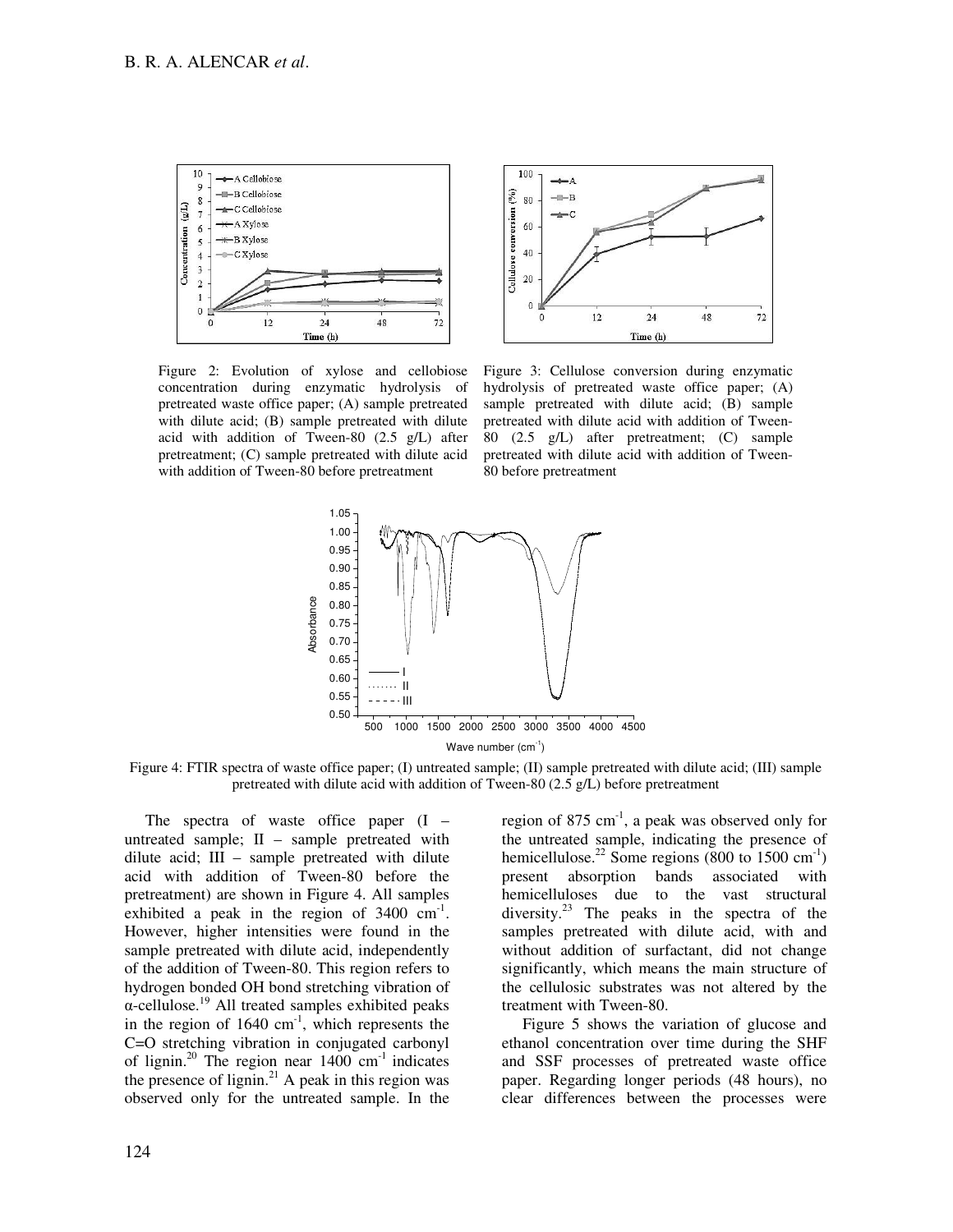Figure 2: Evolution of xylose and cellobiose concentration during enzymatic hydrolysis of pretreated waste office paper; (A) sample pretreated with dilute acid; (B) sample pretreated with dilute acid with addition of Tween-80 (2.5 g/L) after pretreatment; (C) sample pretreated with dilute acid with addition of Tween-80 before pretreatment

Figure 3: Cellulose conversion during enzymatic hydrolysis of pretreated waste office paper; (A) sample pretreated with dilute acid; (B) sample pretreated with dilute acid with addition of Tween-80 (2.5 g/L) after pretreatment; (C) sample pretreated with dilute acid with addition of Tween-80 before pretreatment

Figure 4: FTIR spectra of waste office paper; (I) untreated sample; (II) sample pretreated with dilute acid; (III) sample pretreated with dilute acid with addition of Tween-80 (2.5 g/L) before pretreatment

The spectra of waste office paper (I – untreated sample; II – sample pretreated with dilute acid; III – sample pretreated with dilute acid with addition of Tween-80 before the pretreatment) are shown in Figure 4. All samples exhibited a peak in the region of 3400 $cm^{-1}$. However, higher intensities were found in the sample pretreated with dilute acid, independently of the addition of Tween-80. This region refers to hydrogen bonded OH bond stretching vibration of α-cellulose.[19] All treated samples exhibited peaks in the region of 1640 $cm^{-1}$, which represents the C=O stretching vibration in conjugated carbonyl of lignin.[20] The region near 1400 $cm^{-1}$ indicates the presence of lignin.[21] A peak in this region was observed only for the untreated sample. In the region of 875 $cm^{-1}$, a peak was observed only for the untreated sample, indicating the presence of hemicellulose.[22] Some regions (800 to 1500 $cm^{-1}$) present absorption bands associated with hemicelluloses due to the vast structural diversity.[23] The peaks in the spectra of the samples pretreated with dilute acid, with and without addition of surfactant, did not change significantly, which means the main structure of the cellulosic substrates was not altered by the treatment with Tween-80.

Figure 5 shows the variation of glucose and ethanol concentration over time during the SHF and SSF processes of pretreated waste office paper. Regarding longer periods (48 hours), no clear differences between the processes were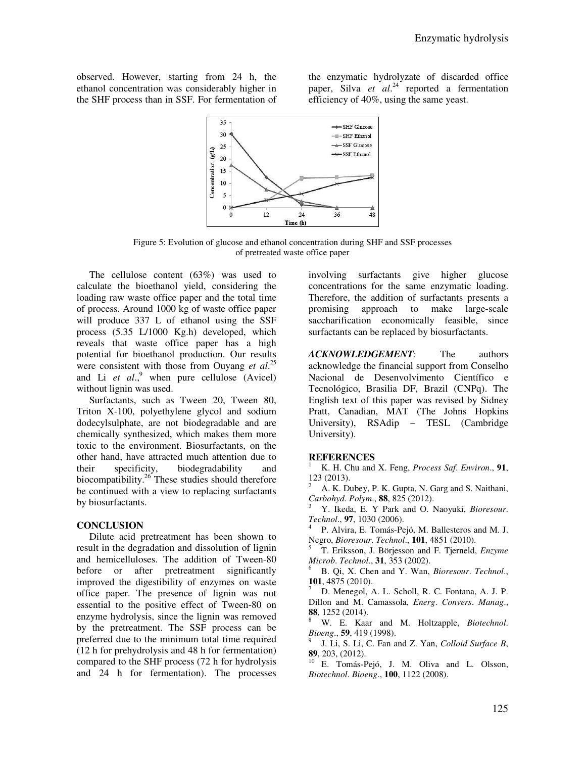observed. However, starting from 24 h, the ethanol concentration was considerably higher in the SHF process than in SSF. For fermentation of the enzymatic hydrolyzate of discarded office paper, Silva *et al.*[24] reported a fermentation efficiency of 40%, using the same yeast.

Figure 5: Evolution of glucose and ethanol concentration during SHF and SSF processes of pretreated waste office paper

The cellulose content (63%) was used to calculate the bioethanol yield, considering the loading raw waste office paper and the total time of process. Around 1000 kg of waste office paper will produce 337 L of ethanol using the SSF process (5.35 L/1000 Kg.h) developed, which reveals that waste office paper has a high potential for bioethanol production. Our results were consistent with those from Ouyang *et al.*[25] and Li *et al.*,[9] when pure cellulose (Avicel) without lignin was used.

Surfactants, such as Tween 20, Tween 80, Triton X-100, polyethylene glycol and sodium dodecylsulphate, are not biodegradable and are chemically synthesized, which makes them more toxic to the environment. Biosurfactants, on the other hand, have attracted much attention due to their specificity, biodegradability and biocompatibility.[26] These studies should therefore be continued with a view to replacing surfactants by biosurfactants.

## CONCLUSION

Dilute acid pretreatment has been shown to result in the degradation and dissolution of lignin and hemicelluloses. The addition of Tween-80 before or after pretreatment significantly improved the digestibility of enzymes on waste office paper. The presence of lignin was not essential to the positive effect of Tween-80 on enzyme hydrolysis, since the lignin was removed by the pretreatment. The SSF process can be preferred due to the minimum total time required (12 h for prehydrolysis and 48 h for fermentation) compared to the SHF process (72 h for hydrolysis and 24 h for fermentation). The processes involving surfactants give higher glucose concentrations for the same enzymatic loading. Therefore, the addition of surfactants presents a promising approach to make large-scale saccharification economically feasible, since surfactants can be replaced by biosurfactants.

***ACKNOWLEDGEMENT***: The authors acknowledge the financial support from Conselho Nacional de Desenvolvimento Científico e Tecnológico, Brasilia DF, Brazil (CNPq). The English text of this paper was revised by Sidney Pratt, Canadian, MAT (The Johns Hopkins University), RSAdip – TESL (Cambridge University).

## REFERENCES

[1] K. H. Chu and X. Feng, *Process Saf. Environ.*, **91**, 123 (2013).

[2] A. K. Dubey, P. K. Gupta, N. Garg and S. Naithani, *Carbohyd. Polym.*, **88**, 825 (2012).

[3] Y. Ikeda, E. Y Park and O. Naoyuki, *Bioresour. Technol.*, **97**, 1030 (2006).

[4] P. Alvira, E. Tomás-Pejó, M. Ballesteros and M. J. Negro, *Bioresour. Technol.*, **101**, 4851 (2010).

[5] T. Eriksson, J. Börjesson and F. Tjerneld, *Enzyme Microb. Technol.*, **31**, 353 (2002).

[6] B. Qi, X. Chen and Y. Wan, *Bioresour. Technol.*, **101**, 4875 (2010).

[7] D. Menegol, A. L. Scholl, R. C. Fontana, A. J. P. Dillon and M. Camassola, *Energ. Convers. Manag.*, **88**, 1252 (2014).

[8] W. E. Kaar and M. Holtzapple, *Biotechnol. Bioeng.*, **59**, 419 (1998).

[9] J. Li, S. Li, C. Fan and Z. Yan, *Colloid Surface B*, **89**, 203, (2012).

[10] E. Tomás-Pejó, J. M. Oliva and L. Olsson, *Biotechnol. Bioeng.*, **100**, 1122 (2008).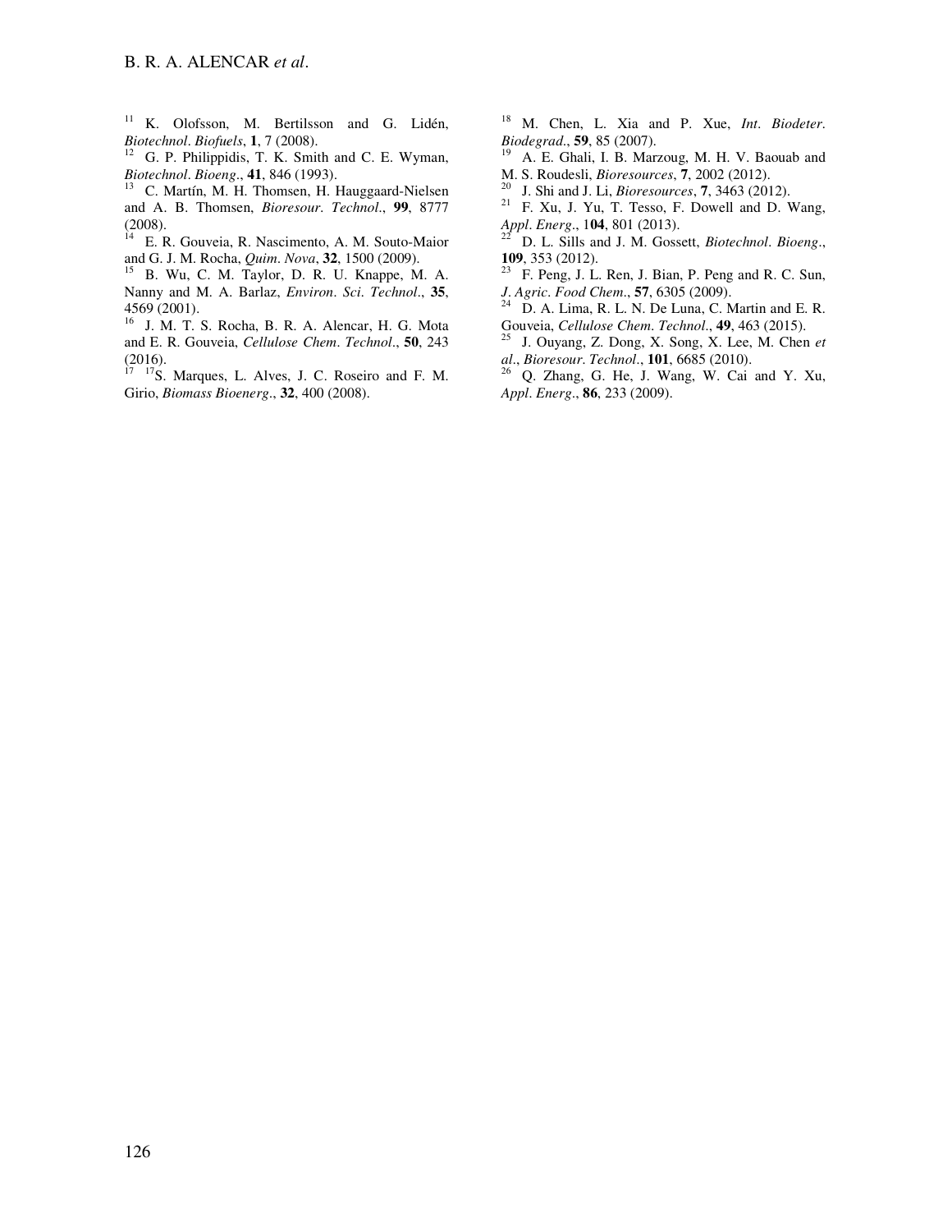[11] K. Olofsson, M. Bertilsson and G. Lidén, *Biotechnol. Biofuels*, **1**, 7 (2008).

[12] G. P. Philippidis, T. K. Smith and C. E. Wyman, *Biotechnol. Bioeng.*, **41**, 846 (1993).

[13] C. Martín, M. H. Thomsen, H. Hauggaard-Nielsen and A. B. Thomsen, *Bioresour. Technol.*, **99**, 8777 (2008).

[14] E. R. Gouveia, R. Nascimento, A. M. Souto-Maior and G. J. M. Rocha, *Quim. Nova*, **32**, 1500 (2009).

[15] B. Wu, C. M. Taylor, D. R. U. Knappe, M. A. Nanny and M. A. Barlaz, *Environ. Sci. Technol.*, **35**, 4569 (2001).

[16] J. M. T. S. Rocha, B. R. A. Alencar, H. G. Mota and E. R. Gouveia, *Cellulose Chem. Technol.*, **50**, 243 (2016).

[17] [17]S. Marques, L. Alves, J. C. Roseiro and F. M. Girio, *Biomass Bioenerg.*, **32**, 400 (2008).

[18] M. Chen, L. Xia and P. Xue, *Int. Biodeter. Biodegrad.*, **59**, 85 (2007).

[19] A. E. Ghali, I. B. Marzoug, M. H. V. Baouab and M. S. Roudesli, *Bioresources*, **7**, 2002 (2012).

[20] J. Shi and J. Li, *Bioresources*, **7**, 3463 (2012).

[21] F. Xu, J. Yu, T. Tesso, F. Dowell and D. Wang, *Appl. Energ.*, 1**04**, 801 (2013).

[22] D. L. Sills and J. M. Gossett, *Biotechnol. Bioeng.*, **109**, 353 (2012).

[23] F. Peng, J. L. Ren, J. Bian, P. Peng and R. C. Sun, *J. Agric. Food Chem.*, **57**, 6305 (2009).

[24] D. A. Lima, R. L. N. De Luna, C. Martin and E. R. Gouveia, *Cellulose Chem. Technol.*, **49**, 463 (2015).

[25] J. Ouyang, Z. Dong, X. Song, X. Lee, M. Chen *et al.*, *Bioresour. Technol.*, **101**, 6685 (2010).

[26] Q. Zhang, G. He, J. Wang, W. Cai and Y. Xu, *Appl. Energ.*, **86**, 233 (2009).